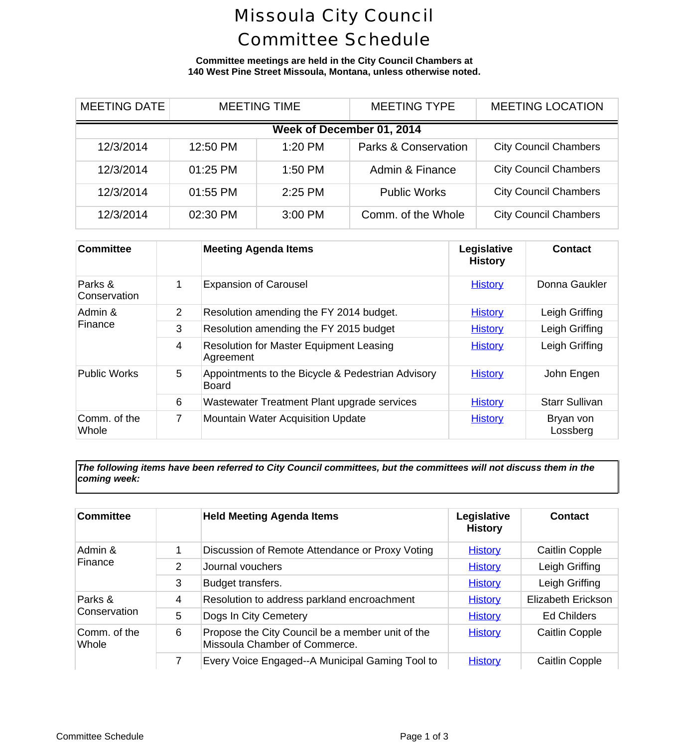# Missoula City Council Committee Schedule

**Committee meetings are held in the City Council Chambers at 140 West Pine Street Missoula, Montana, unless otherwise noted.**

| MEETING DATE | MEETING TIME | | MEETING TYPE | MEETING LOCATION |
|---|---|---|---|---|
| **Week of December 01, 2014** | | | | |
| 12/3/2014 | 12:50 PM | 1:20 PM | Parks & Conservation | City Council Chambers |
| 12/3/2014 | 01:25 PM | 1:50 PM | Admin & Finance | City Council Chambers |
| 12/3/2014 | 01:55 PM | 2:25 PM | Public Works | City Council Chambers |
| 12/3/2014 | 02:30 PM | 3:00 PM | Comm. of the Whole | City Council Chambers |

| Committee | | Meeting Agenda Items | Legislative History | Contact |
|---|---|---|---|---|
| Parks & Conservation | 1 | Expansion of Carousel | History | Donna Gaukler |
| Admin & Finance | 2 | Resolution amending the FY 2014 budget. | History | Leigh Griffing |
| | 3 | Resolution amending the FY 2015 budget | History | Leigh Griffing |
| | 4 | Resolution for Master Equipment Leasing Agreement | History | Leigh Griffing |
| Public Works | 5 | Appointments to the Bicycle & Pedestrian Advisory Board | History | John Engen |
| | 6 | Wastewater Treatment Plant upgrade services | History | Starr Sullivan |
| Comm. of the Whole | 7 | Mountain Water Acquisition Update | History | Bryan von Lossberg |

***The following items have been referred to City Council committees, but the committees will not discuss them in the coming week:***

| Committee | | Held Meeting Agenda Items | Legislative History | Contact |
|---|---|---|---|---|
| Admin & Finance | 1 | Discussion of Remote Attendance or Proxy Voting | History | Caitlin Copple |
| | 2 | Journal vouchers | History | Leigh Griffing |
| | 3 | Budget transfers. | History | Leigh Griffing |
| Parks & Conservation | 4 | Resolution to address parkland encroachment | History | Elizabeth Erickson |
| | 5 | Dogs In City Cemetery | History | Ed Childers |
| Comm. of the Whole | 6 | Propose the City Council be a member unit of the Missoula Chamber of Commerce. | History | Caitlin Copple |
| | 7 | Every Voice Engaged--A Municipal Gaming Tool to | History | Caitlin Copple |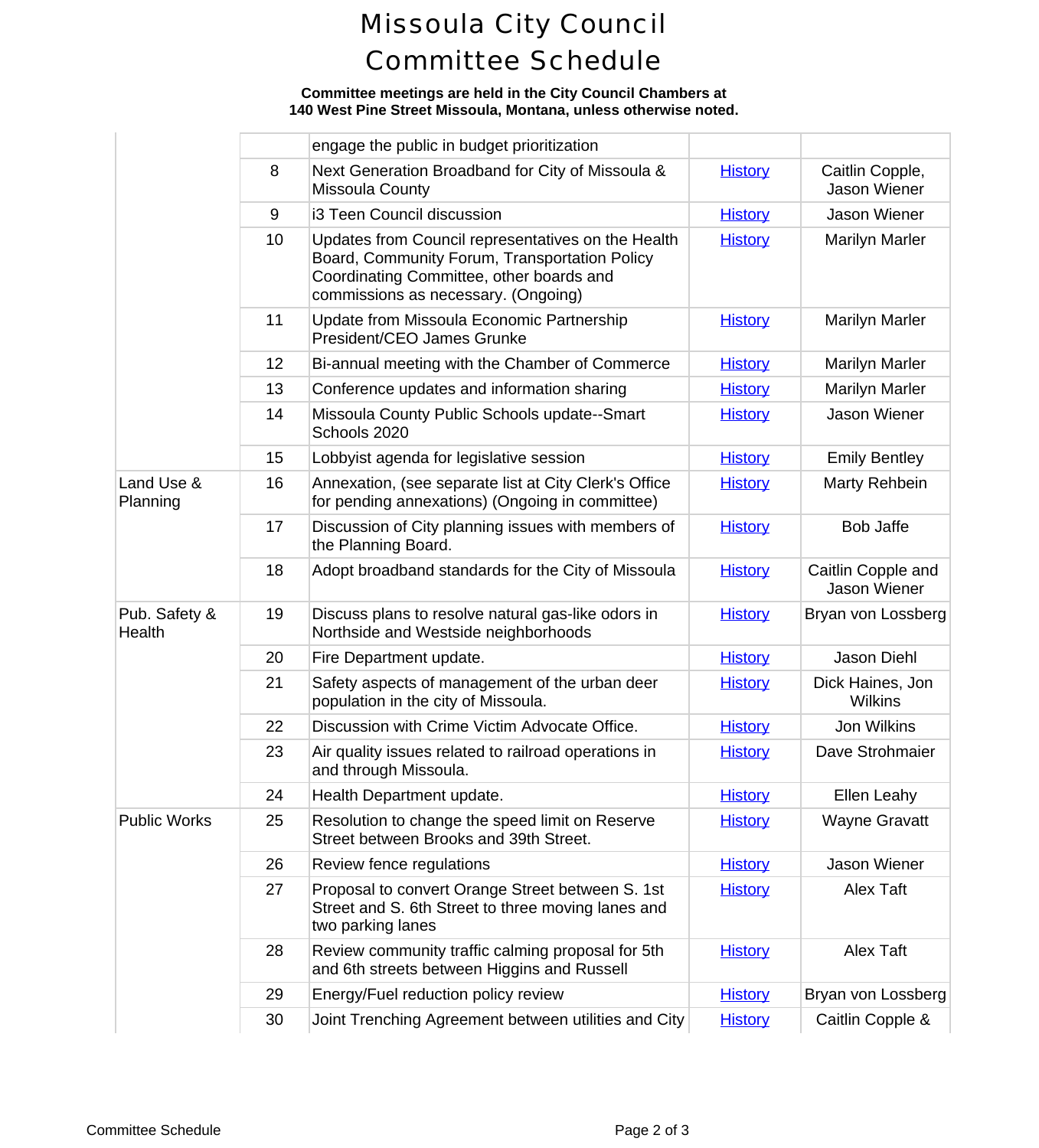# Missoula City Council Committee Schedule

**Committee meetings are held in the City Council Chambers at 140 West Pine Street Missoula, Montana, unless otherwise noted.**

| | | | | |
|---|---|---|---|---|
| | | engage the public in budget prioritization | | |
| | 8 | Next Generation Broadband for City of Missoula & Missoula County | History | Caitlin Copple, Jason Wiener |
| | 9 | i3 Teen Council discussion | History | Jason Wiener |
| | 10 | Updates from Council representatives on the Health Board, Community Forum, Transportation Policy Coordinating Committee, other boards and commissions as necessary. (Ongoing) | History | Marilyn Marler |
| | 11 | Update from Missoula Economic Partnership President/CEO James Grunke | History | Marilyn Marler |
| | 12 | Bi-annual meeting with the Chamber of Commerce | History | Marilyn Marler |
| | 13 | Conference updates and information sharing | History | Marilyn Marler |
| | 14 | Missoula County Public Schools update--Smart Schools 2020 | History | Jason Wiener |
| | 15 | Lobbyist agenda for legislative session | History | Emily Bentley |
| Land Use & Planning | 16 | Annexation, (see separate list at City Clerk's Office for pending annexations) (Ongoing in committee) | History | Marty Rehbein |
| | 17 | Discussion of City planning issues with members of the Planning Board. | History | Bob Jaffe |
| | 18 | Adopt broadband standards for the City of Missoula | History | Caitlin Copple and Jason Wiener |
| Pub. Safety & Health | 19 | Discuss plans to resolve natural gas-like odors in Northside and Westside neighborhoods | History | Bryan von Lossberg |
| | 20 | Fire Department update. | History | Jason Diehl |
| | 21 | Safety aspects of management of the urban deer population in the city of Missoula. | History | Dick Haines, Jon Wilkins |
| | 22 | Discussion with Crime Victim Advocate Office. | History | Jon Wilkins |
| | 23 | Air quality issues related to railroad operations in and through Missoula. | History | Dave Strohmaier |
| | 24 | Health Department update. | History | Ellen Leahy |
| Public Works | 25 | Resolution to change the speed limit on Reserve Street between Brooks and 39th Street. | History | Wayne Gravatt |
| | 26 | Review fence regulations | History | Jason Wiener |
| | 27 | Proposal to convert Orange Street between S. 1st Street and S. 6th Street to three moving lanes and two parking lanes | History | Alex Taft |
| | 28 | Review community traffic calming proposal for 5th and 6th streets between Higgins and Russell | History | Alex Taft |
| | 29 | Energy/Fuel reduction policy review | History | Bryan von Lossberg |
| | 30 | Joint Trenching Agreement between utilities and City | History | Caitlin Copple & |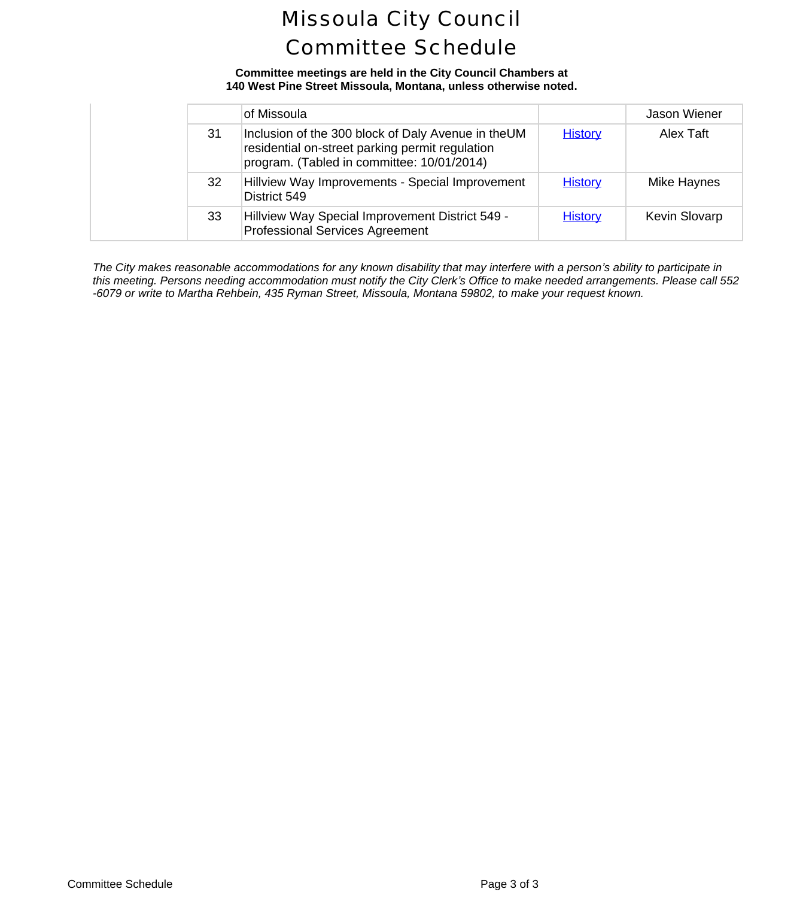# Missoula City Council
# Committee Schedule

**Committee meetings are held in the City Council Chambers at 140 West Pine Street Missoula, Montana, unless otherwise noted.**

| | | | | |
|---|---|---|---|---|
| | | of Missoula | | Jason Wiener |
| | 31 | Inclusion of the 300 block of Daly Avenue in theUM residential on-street parking permit regulation program. (Tabled in committee: 10/01/2014) | History | Alex Taft |
| | 32 | Hillview Way Improvements - Special Improvement District 549 | History | Mike Haynes |
| | 33 | Hillview Way Special Improvement District 549 - Professional Services Agreement | History | Kevin Slovarp |

*The City makes reasonable accommodations for any known disability that may interfere with a person's ability to participate in this meeting. Persons needing accommodation must notify the City Clerk's Office to make needed arrangements. Please call 552 -6079 or write to Martha Rehbein, 435 Ryman Street, Missoula, Montana 59802, to make your request known.*